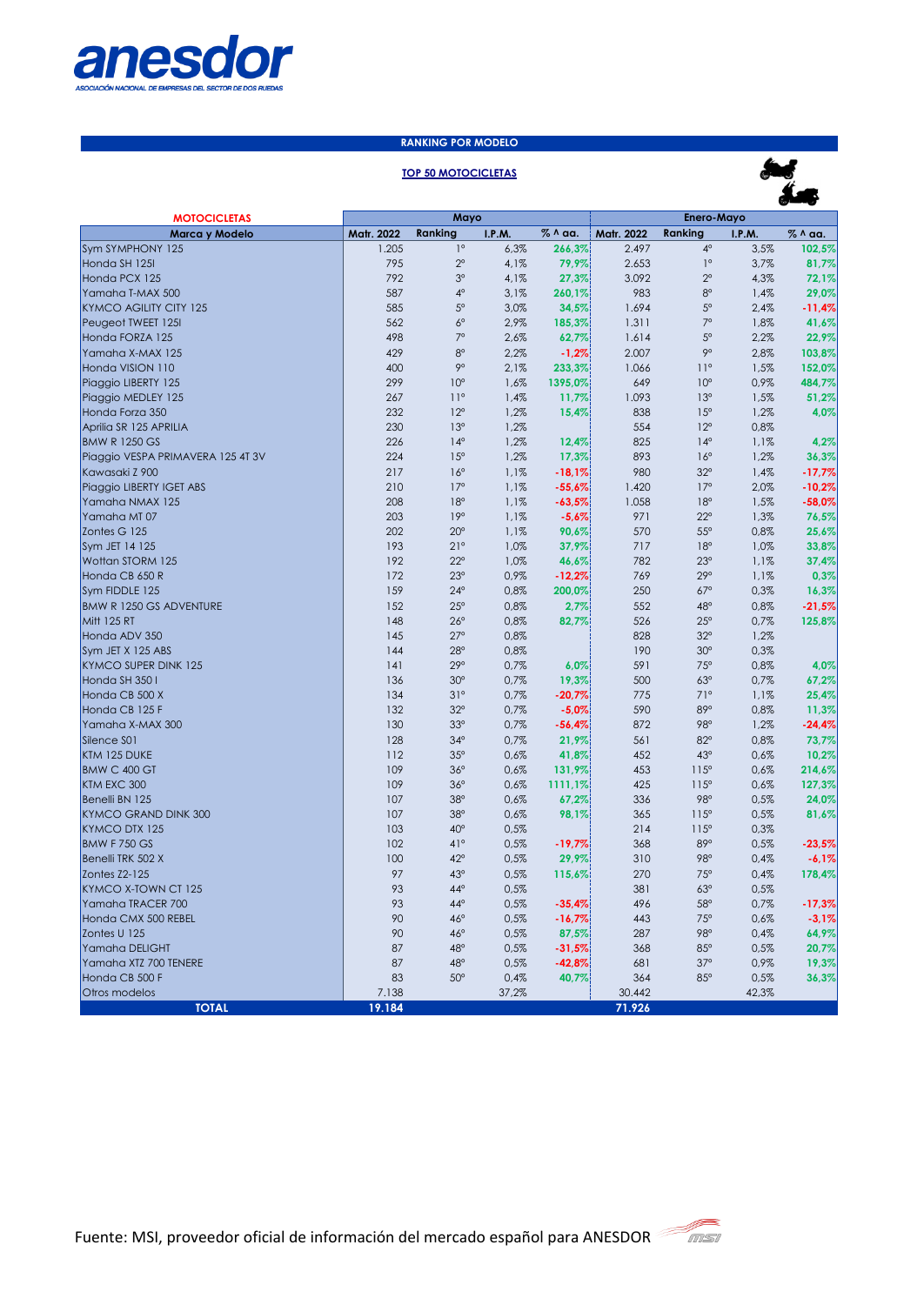# anesdor

ASOCIACIÓN NACIONAL DE EMPRESAS DEL SECTOR DE DOS RUEDAS

## RANKING POR MODELO

### TOP 50 MOTOCICLETAS

| MOTOCICLETAS | Mayo | | | | Enero-Mayo | | | |
|---|---|---|---|---|---|---|---|---|
| Marca y Modelo | Matr. 2022 | Ranking | I.P.M. | % ^ aa. | Matr. 2022 | Ranking | I.P.M. | % ^ aa. |
| Sym SYMPHONY 125 | 1.205 | 1º | 6,3% | 266,3% | 2.497 | 4º | 3,5% | 102,5% |
| Honda SH 125I | 795 | 2º | 4,1% | 79,9% | 2.653 | 1º | 3,7% | 81,7% |
| Honda PCX 125 | 792 | 3º | 4,1% | 27,3% | 3.092 | 2º | 4,3% | 72,1% |
| Yamaha T-MAX 500 | 587 | 4º | 3,1% | 260,1% | 983 | 8º | 1,4% | 29,0% |
| KYMCO AGILITY CITY 125 | 585 | 5º | 3,0% | 34,5% | 1.694 | 5º | 2,4% | -11,4% |
| Peugeot TWEET 125I | 562 | 6º | 2,9% | 185,3% | 1.311 | 7º | 1,8% | 41,6% |
| Honda FORZA 125 | 498 | 7º | 2,6% | 62,7% | 1.614 | 5º | 2,2% | 22,9% |
| Yamaha X-MAX 125 | 429 | 8º | 2,2% | -1,2% | 2.007 | 9º | 2,8% | 103,8% |
| Honda VISION 110 | 400 | 9º | 2,1% | 233,3% | 1.066 | 11º | 1,5% | 152,0% |
| Piaggio LIBERTY 125 | 299 | 10º | 1,6% | 1395,0% | 649 | 10º | 0,9% | 484,7% |
| Piaggio MEDLEY 125 | 267 | 11º | 1,4% | 11,7% | 1.093 | 13º | 1,5% | 51,2% |
| Honda Forza 350 | 232 | 12º | 1,2% | 15,4% | 838 | 15º | 1,2% | 4,0% |
| Aprilia SR 125 APRILIA | 230 | 13º | 1,2% | | 554 | 12º | 0,8% | |
| BMW R 1250 GS | 226 | 14º | 1,2% | 12,4% | 825 | 14º | 1,1% | 4,2% |
| Piaggio VESPA PRIMAVERA 125 4T 3V | 224 | 15º | 1,2% | 17,3% | 893 | 16º | 1,2% | 36,3% |
| Kawasaki Z 900 | 217 | 16º | 1,1% | -18,1% | 980 | 32º | 1,4% | -17,7% |
| Piaggio LIBERTY IGET ABS | 210 | 17º | 1,1% | -55,6% | 1.420 | 17º | 2,0% | -10,2% |
| Yamaha NMAX 125 | 208 | 18º | 1,1% | -63,5% | 1.058 | 18º | 1,5% | -58,0% |
| Yamaha MT 07 | 203 | 19º | 1,1% | -5,6% | 971 | 22º | 1,3% | 76,5% |
| Zontes G 125 | 202 | 20º | 1,1% | 90,6% | 570 | 55º | 0,8% | 25,6% |
| Sym JET 14 125 | 193 | 21º | 1,0% | 37,9% | 717 | 18º | 1,0% | 33,8% |
| Wottan STORM 125 | 192 | 22º | 1,0% | 46,6% | 782 | 23º | 1,1% | 37,4% |
| Honda CB 650 R | 172 | 23º | 0,9% | -12,2% | 769 | 29º | 1,1% | 0,3% |
| Sym FIDDLE 125 | 159 | 24º | 0,8% | 200,0% | 250 | 67º | 0,3% | 16,3% |
| BMW R 1250 GS ADVENTURE | 152 | 25º | 0,8% | 2,7% | 552 | 48º | 0,8% | -21,5% |
| Mitt 125 RT | 148 | 26º | 0,8% | 82,7% | 526 | 25º | 0,7% | 125,8% |
| Honda ADV 350 | 145 | 27º | 0,8% | | 828 | 32º | 1,2% | |
| Sym JET X 125 ABS | 144 | 28º | 0,8% | | 190 | 30º | 0,3% | |
| KYMCO SUPER DINK 125 | 141 | 29º | 0,7% | 6,0% | 591 | 75º | 0,8% | 4,0% |
| Honda SH 350 I | 136 | 30º | 0,7% | 19,3% | 500 | 63º | 0,7% | 67,2% |
| Honda CB 500 X | 134 | 31º | 0,7% | -20,7% | 775 | 71º | 1,1% | 25,4% |
| Honda CB 125 F | 132 | 32º | 0,7% | -5,0% | 590 | 89º | 0,8% | 11,3% |
| Yamaha X-MAX 300 | 130 | 33º | 0,7% | -56,4% | 872 | 98º | 1,2% | -24,4% |
| Silence S01 | 128 | 34º | 0,7% | 21,9% | 561 | 82º | 0,8% | 73,7% |
| KTM 125 DUKE | 112 | 35º | 0,6% | 41,8% | 452 | 43º | 0,6% | 10,2% |
| BMW C 400 GT | 109 | 36º | 0,6% | 131,9% | 453 | 115º | 0,6% | 214,6% |
| KTM EXC 300 | 109 | 36º | 0,6% | 1111,1% | 425 | 115º | 0,6% | 127,3% |
| Benelli BN 125 | 107 | 38º | 0,6% | 67,2% | 336 | 98º | 0,5% | 24,0% |
| KYMCO GRAND DINK 300 | 107 | 38º | 0,6% | 98,1% | 365 | 115º | 0,5% | 81,6% |
| KYMCO DTX 125 | 103 | 40º | 0,5% | | 214 | 115º | 0,3% | |
| BMW F 750 GS | 102 | 41º | 0,5% | -19,7% | 368 | 89º | 0,5% | -23,5% |
| Benelli TRK 502 X | 100 | 42º | 0,5% | 29,9% | 310 | 98º | 0,4% | -6,1% |
| Zontes Z2-125 | 97 | 43º | 0,5% | 115,6% | 270 | 75º | 0,4% | 178,4% |
| KYMCO X-TOWN CT 125 | 93 | 44º | 0,5% | | 381 | 63º | 0,5% | |
| Yamaha TRACER 700 | 93 | 44º | 0,5% | -35,4% | 496 | 58º | 0,7% | -17,3% |
| Honda CMX 500 REBEL | 90 | 46º | 0,5% | -16,7% | 443 | 75º | 0,6% | -3,1% |
| Zontes U 125 | 90 | 46º | 0,5% | 87,5% | 287 | 98º | 0,4% | 64,9% |
| Yamaha DELIGHT | 87 | 48º | 0,5% | -31,5% | 368 | 85º | 0,5% | 20,7% |
| Yamaha XTZ 700 TENERE | 87 | 48º | 0,5% | -42,8% | 681 | 37º | 0,9% | 19,3% |
| Honda CB 500 F | 83 | 50º | 0,4% | 40,7% | 364 | 85º | 0,5% | 36,3% |
| Otros modelos | 7.138 | | 37,2% | | 30.442 | | 42,3% | |
| **TOTAL** | **19.184** | | | | **71.926** | | | |

Fuente: MSI, proveedor oficial de información del mercado español para ANESDOR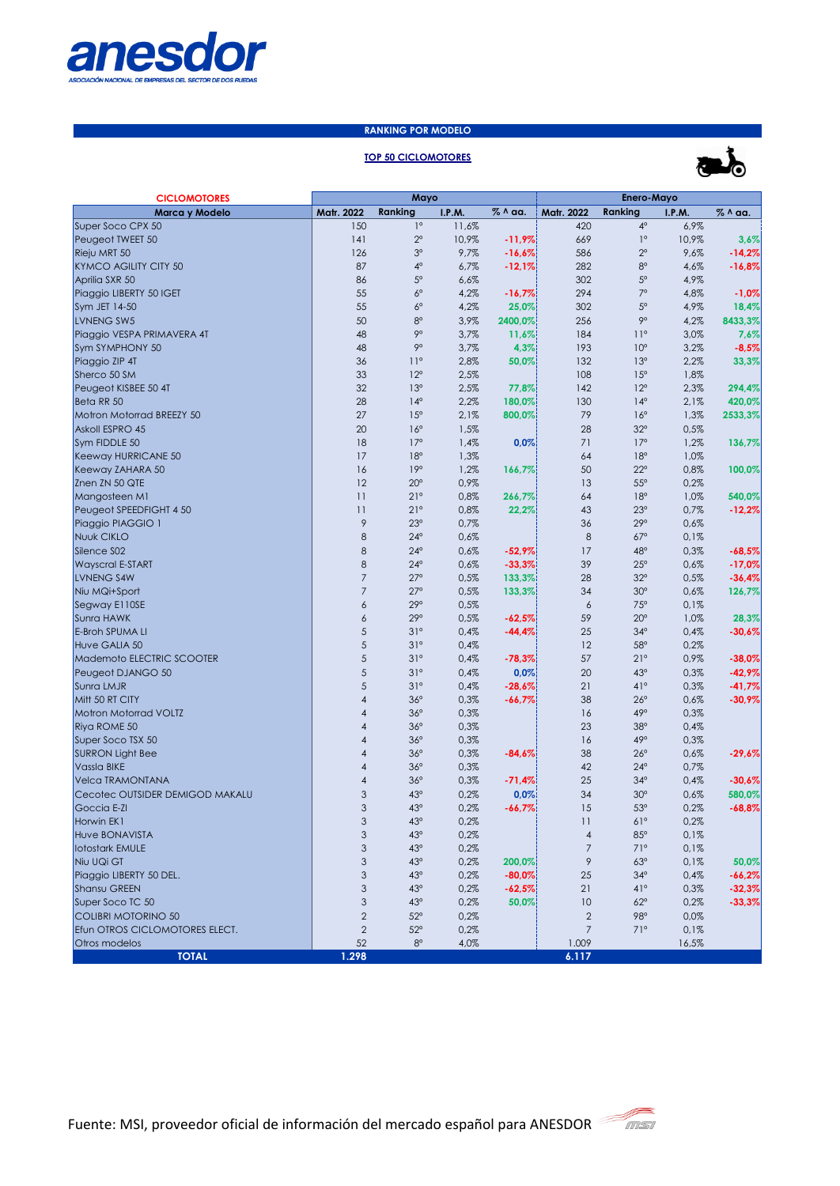**anesdor**
ASOCIACIÓN NACIONAL DE EMPRESAS DEL SECTOR DE DOS RUEDAS

## RANKING POR MODELO

### TOP 50 CICLOMOTORES

| CICLOMOTORES | Mayo | | | | Enero-Mayo | | | |
|---|---|---|---|---|---|---|---|---|
| Marca y Modelo | Matr. 2022 | Ranking | I.P.M. | % ^ aa. | Matr. 2022 | Ranking | I.P.M. | % ^ aa. |
| Super Soco CPX 50 | 150 | 1º | 11,6% | | 420 | 4º | 6,9% | |
| Peugeot TWEET 50 | 141 | 2º | 10,9% | -11,9% | 669 | 1º | 10,9% | 3,6% |
| Rieju MRT 50 | 126 | 3º | 9,7% | -16,6% | 586 | 2º | 9,6% | -14,2% |
| KYMCO AGILITY CITY 50 | 87 | 4º | 6,7% | -12,1% | 282 | 8º | 4,6% | -16,8% |
| Aprilia SXR 50 | 86 | 5º | 6,6% | | 302 | 5º | 4,9% | |
| Piaggio LIBERTY 50 IGET | 55 | 6º | 4,2% | -16,7% | 294 | 7º | 4,8% | -1,0% |
| Sym JET 14-50 | 55 | 6º | 4,2% | 25,0% | 302 | 5º | 4,9% | 18,4% |
| LVNENG SW5 | 50 | 8º | 3,9% | 2400,0% | 256 | 9º | 4,2% | 8433,3% |
| Piaggio VESPA PRIMAVERA 4T | 48 | 9º | 3,7% | 11,6% | 184 | 11º | 3,0% | 7,6% |
| Sym SYMPHONY 50 | 48 | 9º | 3,7% | 4,3% | 193 | 10º | 3,2% | -8,5% |
| Piaggio ZIP 4T | 36 | 11º | 2,8% | 50,0% | 132 | 13º | 2,2% | 33,3% |
| Sherco 50 SM | 33 | 12º | 2,5% | | 108 | 15º | 1,8% | |
| Peugeot KISBEE 50 4T | 32 | 13º | 2,5% | 77,8% | 142 | 12º | 2,3% | 294,4% |
| Beta RR 50 | 28 | 14º | 2,2% | 180,0% | 130 | 14º | 2,1% | 420,0% |
| Motron Motorrad BREEZY 50 | 27 | 15º | 2,1% | 800,0% | 79 | 16º | 1,3% | 2533,3% |
| Askoll ESPRO 45 | 20 | 16º | 1,5% | | 28 | 32º | 0,5% | |
| Sym FIDDLE 50 | 18 | 17º | 1,4% | 0,0% | 71 | 17º | 1,2% | 136,7% |
| Keeway HURRICANE 50 | 17 | 18º | 1,3% | | 64 | 18º | 1,0% | |
| Keeway ZAHARA 50 | 16 | 19º | 1,2% | 166,7% | 50 | 22º | 0,8% | 100,0% |
| Znen ZN 50 QTE | 12 | 20º | 0,9% | | 13 | 55º | 0,2% | |
| Mangosteen M1 | 11 | 21º | 0,8% | 266,7% | 64 | 18º | 1,0% | 540,0% |
| Peugeot SPEEDFIGHT 4 50 | 11 | 21º | 0,8% | 22,2% | 43 | 23º | 0,7% | -12,2% |
| Piaggio PIAGGIO 1 | 9 | 23º | 0,7% | | 36 | 29º | 0,6% | |
| Nuuk CIKLO | 8 | 24º | 0,6% | | 8 | 67º | 0,1% | |
| Silence S02 | 8 | 24º | 0,6% | -52,9% | 17 | 48º | 0,3% | -68,5% |
| Wayscral E-START | 8 | 24º | 0,6% | -33,3% | 39 | 25º | 0,6% | -17,0% |
| LVNENG S4W | 7 | 27º | 0,5% | 133,3% | 28 | 32º | 0,5% | -36,4% |
| Niu MQi+Sport | 7 | 27º | 0,5% | 133,3% | 34 | 30º | 0,6% | 126,7% |
| Segway E110SE | 6 | 29º | 0,5% | | 6 | 75º | 0,1% | |
| Sunra HAWK | 6 | 29º | 0,5% | -62,5% | 59 | 20º | 1,0% | 28,3% |
| E-Broh SPUMA LI | 5 | 31º | 0,4% | -44,4% | 25 | 34º | 0,4% | -30,6% |
| Huve GALIA 50 | 5 | 31º | 0,4% | | 12 | 58º | 0,2% | |
| Mademoto ELECTRIC SCOOTER | 5 | 31º | 0,4% | -78,3% | 57 | 21º | 0,9% | -38,0% |
| Peugeot DJANGO 50 | 5 | 31º | 0,4% | 0,0% | 20 | 43º | 0,3% | -42,9% |
| Sunra LMJR | 5 | 31º | 0,4% | -28,6% | 21 | 41º | 0,3% | -41,7% |
| Mitt 50 RT CITY | 4 | 36º | 0,3% | -66,7% | 38 | 26º | 0,6% | -30,9% |
| Motron Motorrad VOLTZ | 4 | 36º | 0,3% | | 16 | 49º | 0,3% | |
| Riya ROME 50 | 4 | 36º | 0,3% | | 23 | 38º | 0,4% | |
| Super Soco TSX 50 | 4 | 36º | 0,3% | | 16 | 49º | 0,3% | |
| SURRON Light Bee | 4 | 36º | 0,3% | -84,6% | 38 | 26º | 0,6% | -29,6% |
| Vassla BIKE | 4 | 36º | 0,3% | | 42 | 24º | 0,7% | |
| Velca TRAMONTANA | 4 | 36º | 0,3% | -71,4% | 25 | 34º | 0,4% | -30,6% |
| Cecotec OUTSIDER DEMIGOD MAKALU | 3 | 43º | 0,2% | 0,0% | 34 | 30º | 0,6% | 580,0% |
| Goccia E-ZI | 3 | 43º | 0,2% | -66,7% | 15 | 53º | 0,2% | -68,8% |
| Horwin EK1 | 3 | 43º | 0,2% | | 11 | 61º | 0,2% | |
| Huve BONAVISTA | 3 | 43º | 0,2% | | 4 | 85º | 0,1% | |
| Iotostark EMULE | 3 | 43º | 0,2% | | 7 | 71º | 0,1% | |
| Niu UQi GT | 3 | 43º | 0,2% | 200,0% | 9 | 63º | 0,1% | 50,0% |
| Piaggio LIBERTY 50 DEL. | 3 | 43º | 0,2% | -80,0% | 25 | 34º | 0,4% | -66,2% |
| Shansu GREEN | 3 | 43º | 0,2% | -62,5% | 21 | 41º | 0,3% | -32,3% |
| Super Soco TC 50 | 3 | 43º | 0,2% | 50,0% | 10 | 62º | 0,2% | -33,3% |
| COLIBRI MOTORINO 50 | 2 | 52º | 0,2% | | 2 | 98º | 0,0% | |
| Efun OTROS CICLOMOTORES ELECT. | 2 | 52º | 0,2% | | 7 | 71º | 0,1% | |
| Otros modelos | 52 | 8º | 4,0% | | 1.009 | | 16,5% | |
| **TOTAL** | **1.298** | | | | **6.117** | | | |

Fuente: MSI, proveedor oficial de información del mercado español para ANESDOR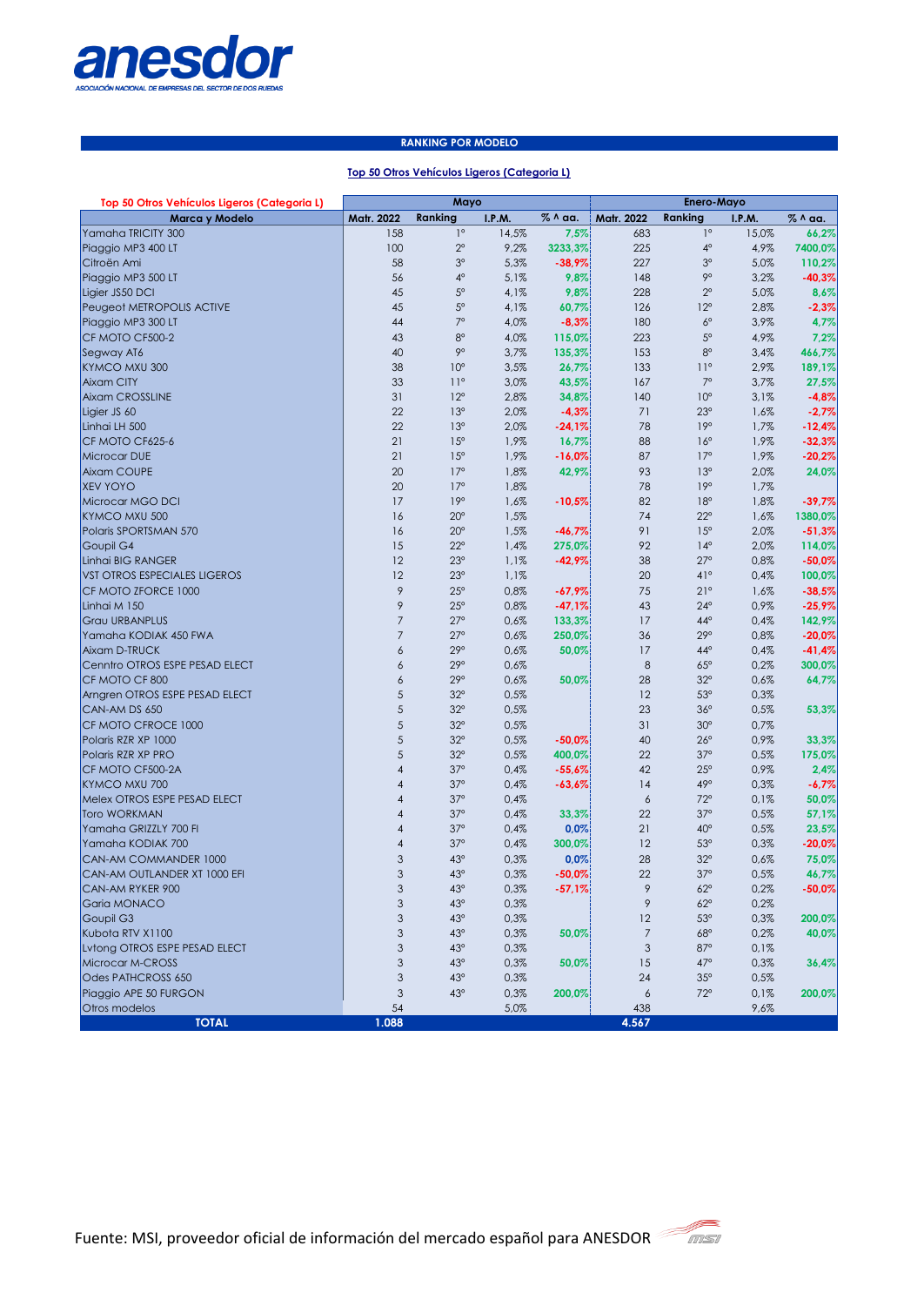anesdor

ASOCIACIÓN NACIONAL DE EMPRESAS DEL SECTOR DE DOS RUEDAS

## RANKING POR MODELO

### Top 50 Otros Vehículos Ligeros (Categoria L)

| Top 50 Otros Vehículos Ligeros (Categoria L) | Mayo | | | | Enero-Mayo | | | |
|---|---|---|---|---|---|---|---|---|
| Marca y Modelo | Matr. 2022 | Ranking | I.P.M. | % ^ aa. | Matr. 2022 | Ranking | I.P.M. | % ^ aa. |
| Yamaha TRICITY 300 | 158 | 1º | 14,5% | 7,5% | 683 | 1º | 15,0% | 66,2% |
| Piaggio MP3 400 LT | 100 | 2º | 9,2% | 3233,3% | 225 | 4º | 4,9% | 7400,0% |
| Citroën Ami | 58 | 3º | 5,3% | -38,9% | 227 | 3º | 5,0% | 110,2% |
| Piaggio MP3 500 LT | 56 | 4º | 5,1% | 9,8% | 148 | 9º | 3,2% | -40,3% |
| Ligier JS50 DCI | 45 | 5º | 4,1% | 9,8% | 228 | 2º | 5,0% | 8,6% |
| Peugeot METROPOLIS ACTIVE | 45 | 5º | 4,1% | 60,7% | 126 | 12º | 2,8% | -2,3% |
| Piaggio MP3 300 LT | 44 | 7º | 4,0% | -8,3% | 180 | 6º | 3,9% | 4,7% |
| CF MOTO CF500-2 | 43 | 8º | 4,0% | 115,0% | 223 | 5º | 4,9% | 7,2% |
| Segway AT6 | 40 | 9º | 3,7% | 135,3% | 153 | 8º | 3,4% | 466,7% |
| KYMCO MXU 300 | 38 | 10º | 3,5% | 26,7% | 133 | 11º | 2,9% | 189,1% |
| Aixam CITY | 33 | 11º | 3,0% | 43,5% | 167 | 7º | 3,7% | 27,5% |
| Aixam CROSSLINE | 31 | 12º | 2,8% | 34,8% | 140 | 10º | 3,1% | -4,8% |
| Ligier JS 60 | 22 | 13º | 2,0% | -4,3% | 71 | 23º | 1,6% | -2,7% |
| Linhai LH 500 | 22 | 13º | 2,0% | -24,1% | 78 | 19º | 1,7% | -12,4% |
| CF MOTO CF625-6 | 21 | 15º | 1,9% | 16,7% | 88 | 16º | 1,9% | -32,3% |
| Microcar DUE | 21 | 15º | 1,9% | -16,0% | 87 | 17º | 1,9% | -20,2% |
| Aixam COUPE | 20 | 17º | 1,8% | 42,9% | 93 | 13º | 2,0% | 24,0% |
| XEV YOYO | 20 | 17º | 1,8% | | 78 | 19º | 1,7% | |
| Microcar MGO DCI | 17 | 19º | 1,6% | -10,5% | 82 | 18º | 1,8% | -39,7% |
| KYMCO MXU 500 | 16 | 20º | 1,5% | | 74 | 22º | 1,6% | 1380,0% |
| Polaris SPORTSMAN 570 | 16 | 20º | 1,5% | -46,7% | 91 | 15º | 2,0% | -51,3% |
| Goupil G4 | 15 | 22º | 1,4% | 275,0% | 92 | 14º | 2,0% | 114,0% |
| Linhai BIG RANGER | 12 | 23º | 1,1% | -42,9% | 38 | 27º | 0,8% | -50,0% |
| VST OTROS ESPECIALES LIGEROS | 12 | 23º | 1,1% | | 20 | 41º | 0,4% | 100,0% |
| CF MOTO ZFORCE 1000 | 9 | 25º | 0,8% | -67,9% | 75 | 21º | 1,6% | -38,5% |
| Linhai M 150 | 9 | 25º | 0,8% | -47,1% | 43 | 24º | 0,9% | -25,9% |
| Grau URBANPLUS | 7 | 27º | 0,6% | 133,3% | 17 | 44º | 0,4% | 142,9% |
| Yamaha KODIAK 450 FWA | 7 | 27º | 0,6% | 250,0% | 36 | 29º | 0,8% | -20,0% |
| Aixam D-TRUCK | 6 | 29º | 0,6% | 50,0% | 17 | 44º | 0,4% | -41,4% |
| Cenntro OTROS ESPE PESAD ELECT | 6 | 29º | 0,6% | | 8 | 65º | 0,2% | 300,0% |
| CF MOTO CF 800 | 6 | 29º | 0,6% | 50,0% | 28 | 32º | 0,6% | 64,7% |
| Arngren OTROS ESPE PESAD ELECT | 5 | 32º | 0,5% | | 12 | 53º | 0,3% | |
| CAN-AM DS 650 | 5 | 32º | 0,5% | | 23 | 36º | 0,5% | 53,3% |
| CF MOTO CFROCE 1000 | 5 | 32º | 0,5% | | 31 | 30º | 0,7% | |
| Polaris RZR XP 1000 | 5 | 32º | 0,5% | -50,0% | 40 | 26º | 0,9% | 33,3% |
| Polaris RZR XP PRO | 5 | 32º | 0,5% | 400,0% | 22 | 37º | 0,5% | 175,0% |
| CF MOTO CF500-2A | 4 | 37º | 0,4% | -55,6% | 42 | 25º | 0,9% | 2,4% |
| KYMCO MXU 700 | 4 | 37º | 0,4% | -63,6% | 14 | 49º | 0,3% | -6,7% |
| Melex OTROS ESPE PESAD ELECT | 4 | 37º | 0,4% | | 6 | 72º | 0,1% | 50,0% |
| Toro WORKMAN | 4 | 37º | 0,4% | 33,3% | 22 | 37º | 0,5% | 57,1% |
| Yamaha GRIZZLY 700 FI | 4 | 37º | 0,4% | 0,0% | 21 | 40º | 0,5% | 23,5% |
| Yamaha KODIAK 700 | 4 | 37º | 0,4% | 300,0% | 12 | 53º | 0,3% | -20,0% |
| CAN-AM COMMANDER 1000 | 3 | 43º | 0,3% | 0,0% | 28 | 32º | 0,6% | 75,0% |
| CAN-AM OUTLANDER XT 1000 EFI | 3 | 43º | 0,3% | -50,0% | 22 | 37º | 0,5% | 46,7% |
| CAN-AM RYKER 900 | 3 | 43º | 0,3% | -57,1% | 9 | 62º | 0,2% | -50,0% |
| Garia MONACO | 3 | 43º | 0,3% | | 9 | 62º | 0,2% | |
| Goupil G3 | 3 | 43º | 0,3% | | 12 | 53º | 0,3% | 200,0% |
| Kubota RTV X1100 | 3 | 43º | 0,3% | 50,0% | 7 | 68º | 0,2% | 40,0% |
| Lvtong OTROS ESPE PESAD ELECT | 3 | 43º | 0,3% | | 3 | 87º | 0,1% | |
| Microcar M-CROSS | 3 | 43º | 0,3% | 50,0% | 15 | 47º | 0,3% | 36,4% |
| Odes PATHCROSS 650 | 3 | 43º | 0,3% | | 24 | 35º | 0,5% | |
| Piaggio APE 50 FURGON | 3 | 43º | 0,3% | 200,0% | 6 | 72º | 0,1% | 200,0% |
| Otros modelos | 54 | | 5,0% | | 438 | | 9,6% | |
| **TOTAL** | **1.088** | | | | **4.567** | | | |

Fuente: MSI, proveedor oficial de información del mercado español para ANESDOR